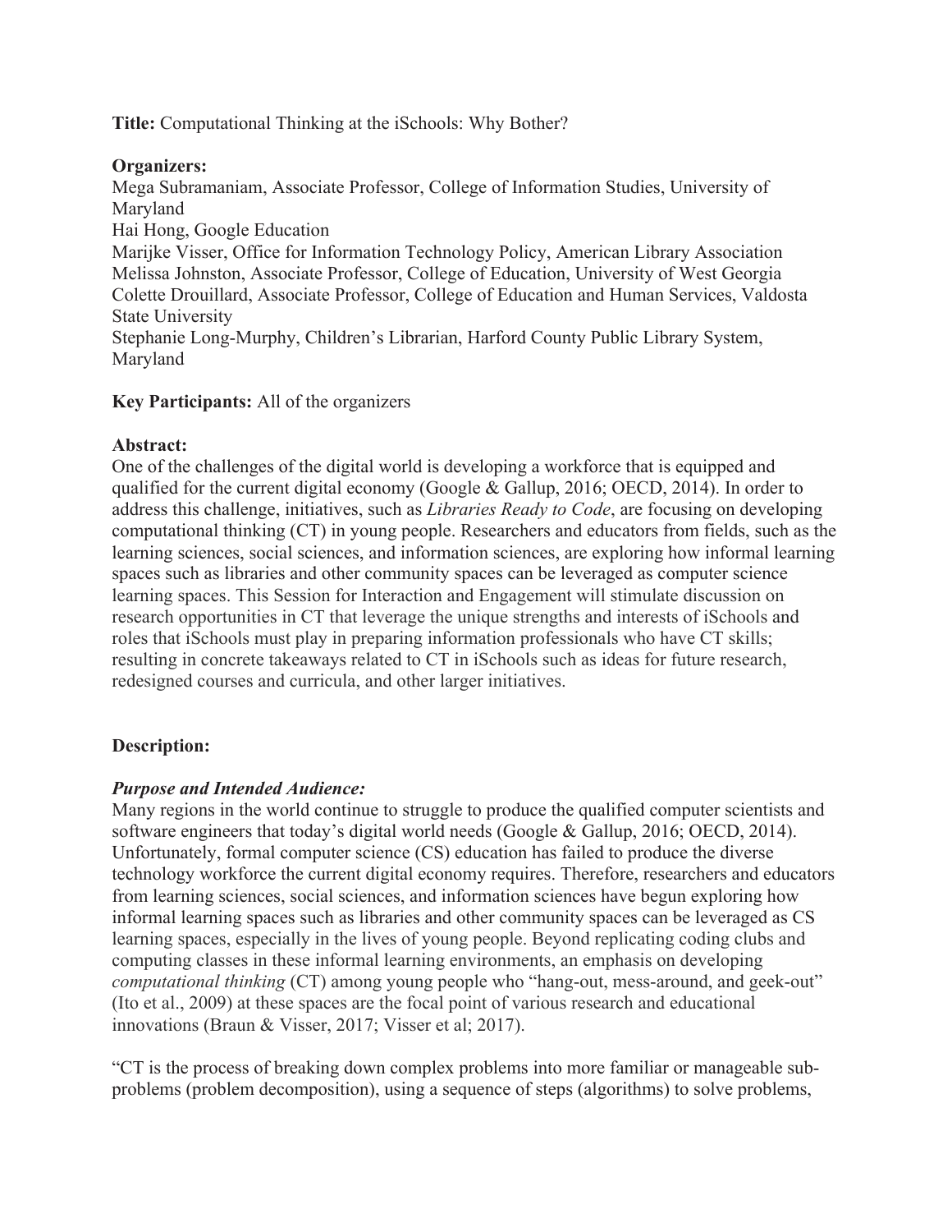**Title:** Computational Thinking at the iSchools: Why Bother?

**Organizers:**
Mega Subramaniam, Associate Professor, College of Information Studies, University of Maryland
Hai Hong, Google Education
Marijke Visser, Office for Information Technology Policy, American Library Association
Melissa Johnston, Associate Professor, College of Education, University of West Georgia
Colette Drouillard, Associate Professor, College of Education and Human Services, Valdosta State University
Stephanie Long-Murphy, Children's Librarian, Harford County Public Library System, Maryland

**Key Participants:** All of the organizers

**Abstract:**
One of the challenges of the digital world is developing a workforce that is equipped and qualified for the current digital economy (Google & Gallup, 2016; OECD, 2014). In order to address this challenge, initiatives, such as *Libraries Ready to Code*, are focusing on developing computational thinking (CT) in young people. Researchers and educators from fields, such as the learning sciences, social sciences, and information sciences, are exploring how informal learning spaces such as libraries and other community spaces can be leveraged as computer science learning spaces. This Session for Interaction and Engagement will stimulate discussion on research opportunities in CT that leverage the unique strengths and interests of iSchools and roles that iSchools must play in preparing information professionals who have CT skills; resulting in concrete takeaways related to CT in iSchools such as ideas for future research, redesigned courses and curricula, and other larger initiatives.

**Description:**

***Purpose and Intended Audience:***
Many regions in the world continue to struggle to produce the qualified computer scientists and software engineers that today's digital world needs (Google & Gallup, 2016; OECD, 2014). Unfortunately, formal computer science (CS) education has failed to produce the diverse technology workforce the current digital economy requires. Therefore, researchers and educators from learning sciences, social sciences, and information sciences have begun exploring how informal learning spaces such as libraries and other community spaces can be leveraged as CS learning spaces, especially in the lives of young people. Beyond replicating coding clubs and computing classes in these informal learning environments, an emphasis on developing *computational thinking* (CT) among young people who "hang-out, mess-around, and geek-out" (Ito et al., 2009) at these spaces are the focal point of various research and educational innovations (Braun & Visser, 2017; Visser et al; 2017).

"CT is the process of breaking down complex problems into more familiar or manageable sub-problems (problem decomposition), using a sequence of steps (algorithms) to solve problems,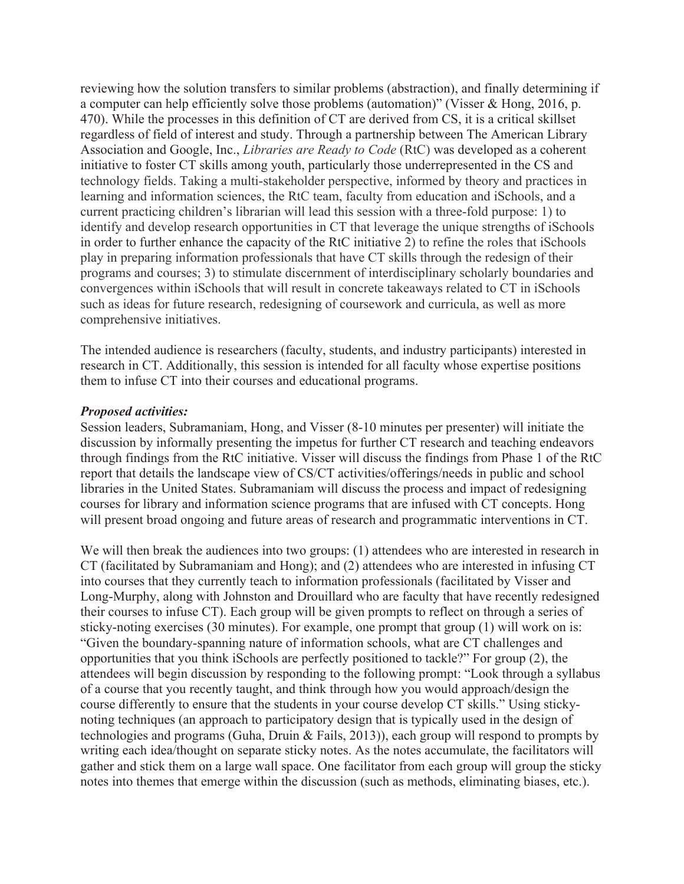reviewing how the solution transfers to similar problems (abstraction), and finally determining if a computer can help efficiently solve those problems (automation)" (Visser & Hong, 2016, p. 470). While the processes in this definition of CT are derived from CS, it is a critical skillset regardless of field of interest and study. Through a partnership between The American Library Association and Google, Inc., *Libraries are Ready to Code* (RtC) was developed as a coherent initiative to foster CT skills among youth, particularly those underrepresented in the CS and technology fields. Taking a multi-stakeholder perspective, informed by theory and practices in learning and information sciences, the RtC team, faculty from education and iSchools, and a current practicing children's librarian will lead this session with a three-fold purpose: 1) to identify and develop research opportunities in CT that leverage the unique strengths of iSchools in order to further enhance the capacity of the RtC initiative 2) to refine the roles that iSchools play in preparing information professionals that have CT skills through the redesign of their programs and courses; 3) to stimulate discernment of interdisciplinary scholarly boundaries and convergences within iSchools that will result in concrete takeaways related to CT in iSchools such as ideas for future research, redesigning of coursework and curricula, as well as more comprehensive initiatives.

The intended audience is researchers (faculty, students, and industry participants) interested in research in CT. Additionally, this session is intended for all faculty whose expertise positions them to infuse CT into their courses and educational programs.

***Proposed activities:***

Session leaders, Subramaniam, Hong, and Visser (8-10 minutes per presenter) will initiate the discussion by informally presenting the impetus for further CT research and teaching endeavors through findings from the RtC initiative. Visser will discuss the findings from Phase 1 of the RtC report that details the landscape view of CS/CT activities/offerings/needs in public and school libraries in the United States. Subramaniam will discuss the process and impact of redesigning courses for library and information science programs that are infused with CT concepts. Hong will present broad ongoing and future areas of research and programmatic interventions in CT.

We will then break the audiences into two groups: (1) attendees who are interested in research in CT (facilitated by Subramaniam and Hong); and (2) attendees who are interested in infusing CT into courses that they currently teach to information professionals (facilitated by Visser and Long-Murphy, along with Johnston and Drouillard who are faculty that have recently redesigned their courses to infuse CT). Each group will be given prompts to reflect on through a series of sticky-noting exercises (30 minutes). For example, one prompt that group (1) will work on is: "Given the boundary-spanning nature of information schools, what are CT challenges and opportunities that you think iSchools are perfectly positioned to tackle?" For group (2), the attendees will begin discussion by responding to the following prompt: "Look through a syllabus of a course that you recently taught, and think through how you would approach/design the course differently to ensure that the students in your course develop CT skills." Using sticky-noting techniques (an approach to participatory design that is typically used in the design of technologies and programs (Guha, Druin & Fails, 2013)), each group will respond to prompts by writing each idea/thought on separate sticky notes. As the notes accumulate, the facilitators will gather and stick them on a large wall space. One facilitator from each group will group the sticky notes into themes that emerge within the discussion (such as methods, eliminating biases, etc.).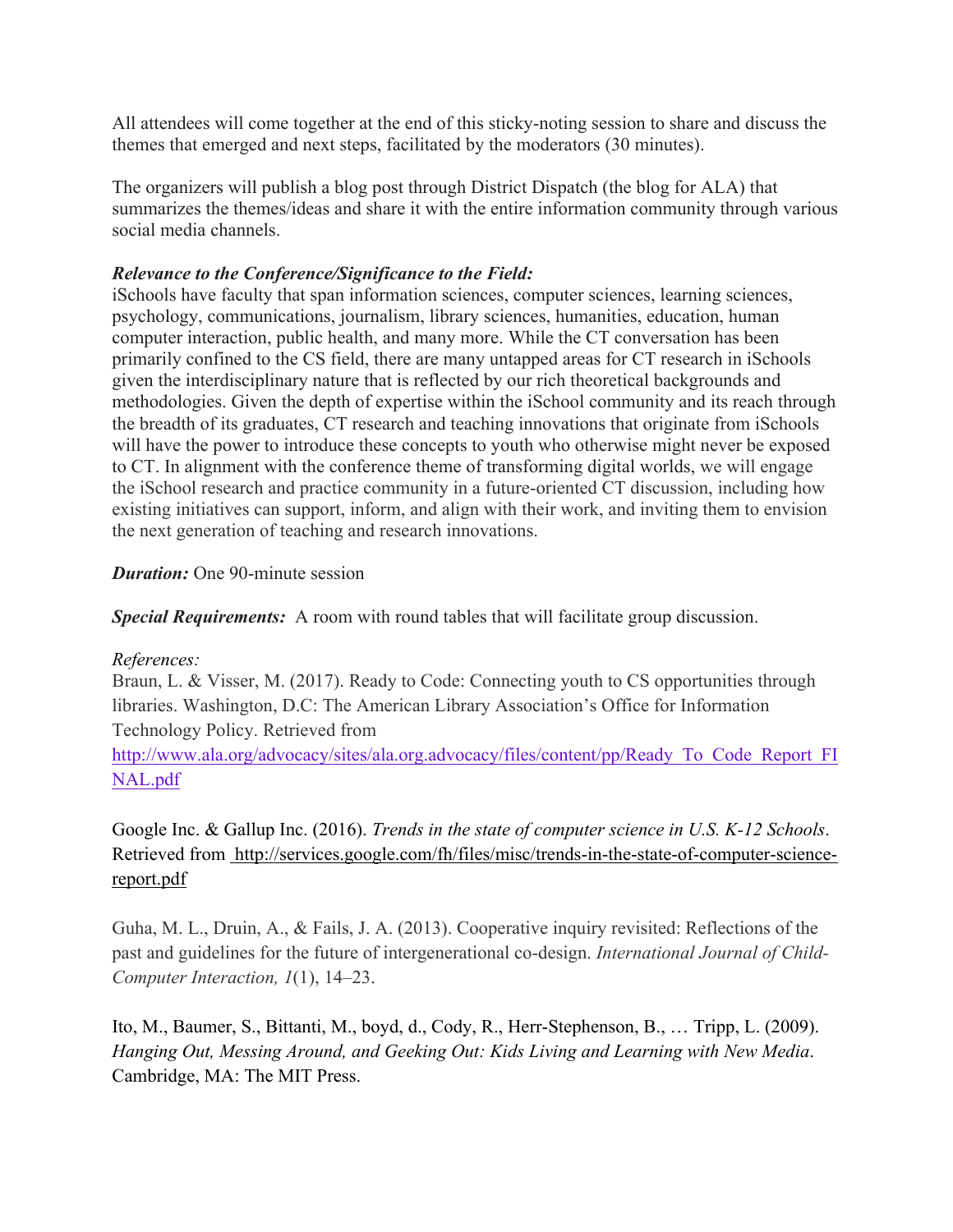All attendees will come together at the end of this sticky-noting session to share and discuss the themes that emerged and next steps, facilitated by the moderators (30 minutes).

The organizers will publish a blog post through District Dispatch (the blog for ALA) that summarizes the themes/ideas and share it with the entire information community through various social media channels.

***Relevance to the Conference/Significance to the Field:***
iSchools have faculty that span information sciences, computer sciences, learning sciences, psychology, communications, journalism, library sciences, humanities, education, human computer interaction, public health, and many more. While the CT conversation has been primarily confined to the CS field, there are many untapped areas for CT research in iSchools given the interdisciplinary nature that is reflected by our rich theoretical backgrounds and methodologies. Given the depth of expertise within the iSchool community and its reach through the breadth of its graduates, CT research and teaching innovations that originate from iSchools will have the power to introduce these concepts to youth who otherwise might never be exposed to CT. In alignment with the conference theme of transforming digital worlds, we will engage the iSchool research and practice community in a future-oriented CT discussion, including how existing initiatives can support, inform, and align with their work, and inviting them to envision the next generation of teaching and research innovations.

***Duration:*** One 90-minute session

***Special Requirements:*** A room with round tables that will facilitate group discussion.

*References:*

Braun, L. & Visser, M. (2017). Ready to Code: Connecting youth to CS opportunities through libraries. Washington, D.C: The American Library Association's Office for Information Technology Policy. Retrieved from http://www.ala.org/advocacy/sites/ala.org.advocacy/files/content/pp/Ready_To_Code_Report_FINAL.pdf

Google Inc. & Gallup Inc. (2016). *Trends in the state of computer science in U.S. K-12 Schools*. Retrieved from http://services.google.com/fh/files/misc/trends-in-the-state-of-computer-science-report.pdf

Guha, M. L., Druin, A., & Fails, J. A. (2013). Cooperative inquiry revisited: Reflections of the past and guidelines for the future of intergenerational co-design. *International Journal of Child-Computer Interaction, 1*(1), 14–23.

Ito, M., Baumer, S., Bittanti, M., boyd, d., Cody, R., Herr-Stephenson, B., … Tripp, L. (2009). *Hanging Out, Messing Around, and Geeking Out: Kids Living and Learning with New Media*. Cambridge, MA: The MIT Press.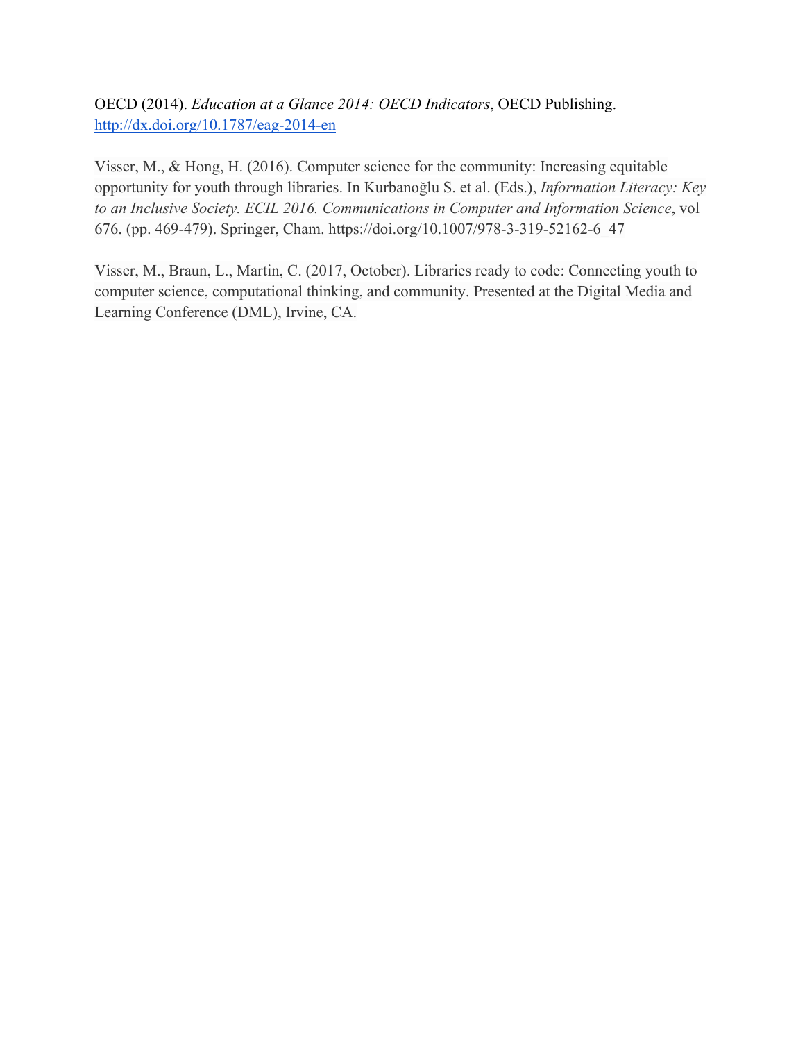OECD (2014). *Education at a Glance 2014: OECD Indicators*, OECD Publishing. http://dx.doi.org/10.1787/eag-2014-en

Visser, M., & Hong, H. (2016). Computer science for the community: Increasing equitable opportunity for youth through libraries. In Kurbanoğlu S. et al. (Eds.), *Information Literacy: Key to an Inclusive Society. ECIL 2016. Communications in Computer and Information Science*, vol 676. (pp. 469-479). Springer, Cham. https://doi.org/10.1007/978-3-319-52162-6_47

Visser, M., Braun, L., Martin, C. (2017, October). Libraries ready to code: Connecting youth to computer science, computational thinking, and community. Presented at the Digital Media and Learning Conference (DML), Irvine, CA.